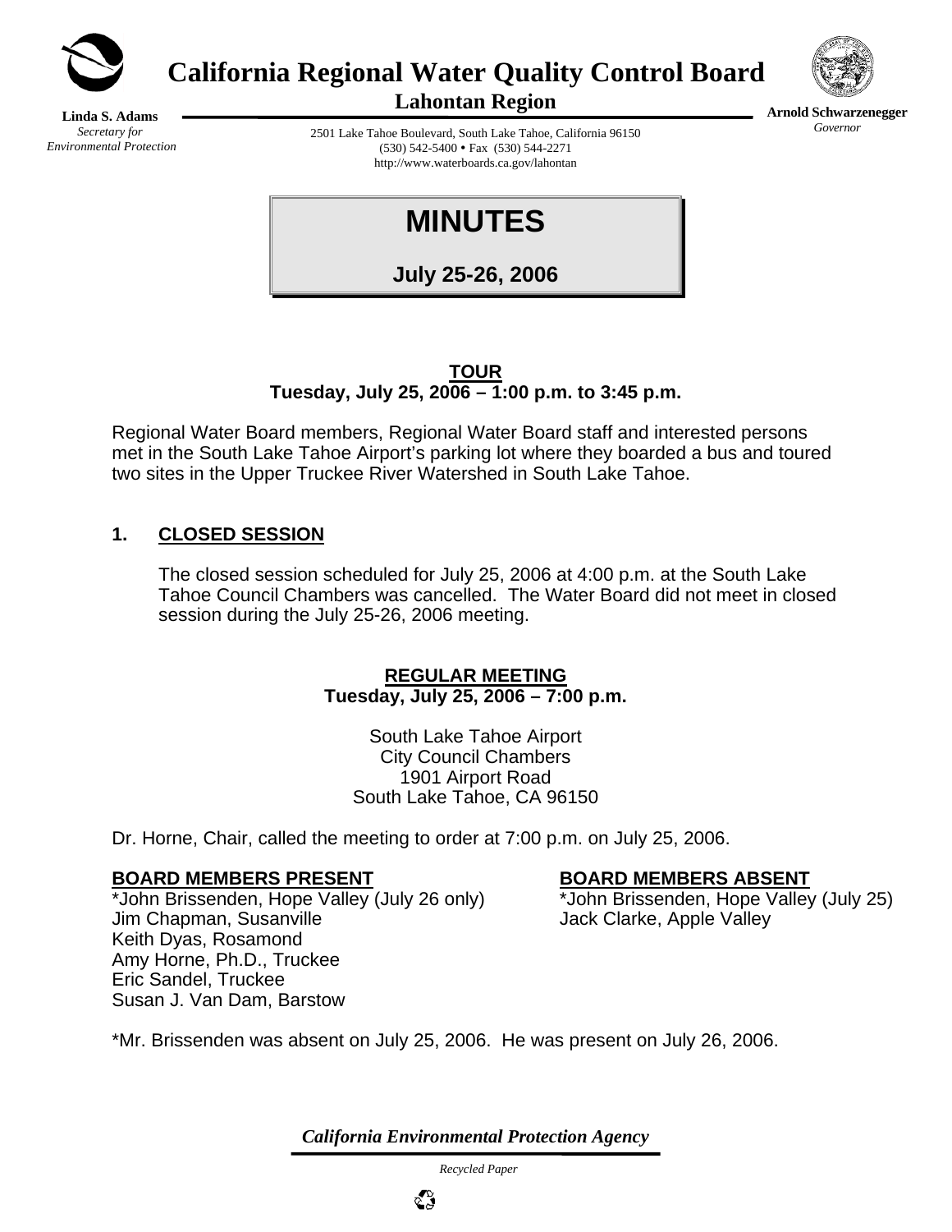**Linda S. Adams**
*Secretary for Environmental Protection*

# California Regional Water Quality Control Board
## Lahontan Region

2501 Lake Tahoe Boulevard, South Lake Tahoe, California 96150
(530) 542-5400 • Fax (530) 544-2271
http://www.waterboards.ca.gov/lahontan

**Arnold Schwarzenegger**
*Governor*

# MINUTES

## July 25-26, 2006

### TOUR
**Tuesday, July 25, 2006 – 1:00 p.m. to 3:45 p.m.**

Regional Water Board members, Regional Water Board staff and interested persons met in the South Lake Tahoe Airport's parking lot where they boarded a bus and toured two sites in the Upper Truckee River Watershed in South Lake Tahoe.

### 1. CLOSED SESSION

The closed session scheduled for July 25, 2006 at 4:00 p.m. at the South Lake Tahoe Council Chambers was cancelled. The Water Board did not meet in closed session during the July 25-26, 2006 meeting.

### REGULAR MEETING
**Tuesday, July 25, 2006 – 7:00 p.m.**

South Lake Tahoe Airport
City Council Chambers
1901 Airport Road
South Lake Tahoe, CA 96150

Dr. Horne, Chair, called the meeting to order at 7:00 p.m. on July 25, 2006.

**BOARD MEMBERS PRESENT**

*John Brissenden, Hope Valley (July 26 only)
Jim Chapman, Susanville
Keith Dyas, Rosamond
Amy Horne, Ph.D., Truckee
Eric Sandel, Truckee
Susan J. Van Dam, Barstow

**BOARD MEMBERS ABSENT**

*John Brissenden, Hope Valley (July 25)
Jack Clarke, Apple Valley

*Mr. Brissenden was absent on July 25, 2006. He was present on July 26, 2006.

*California Environmental Protection Agency*

*Recycled Paper*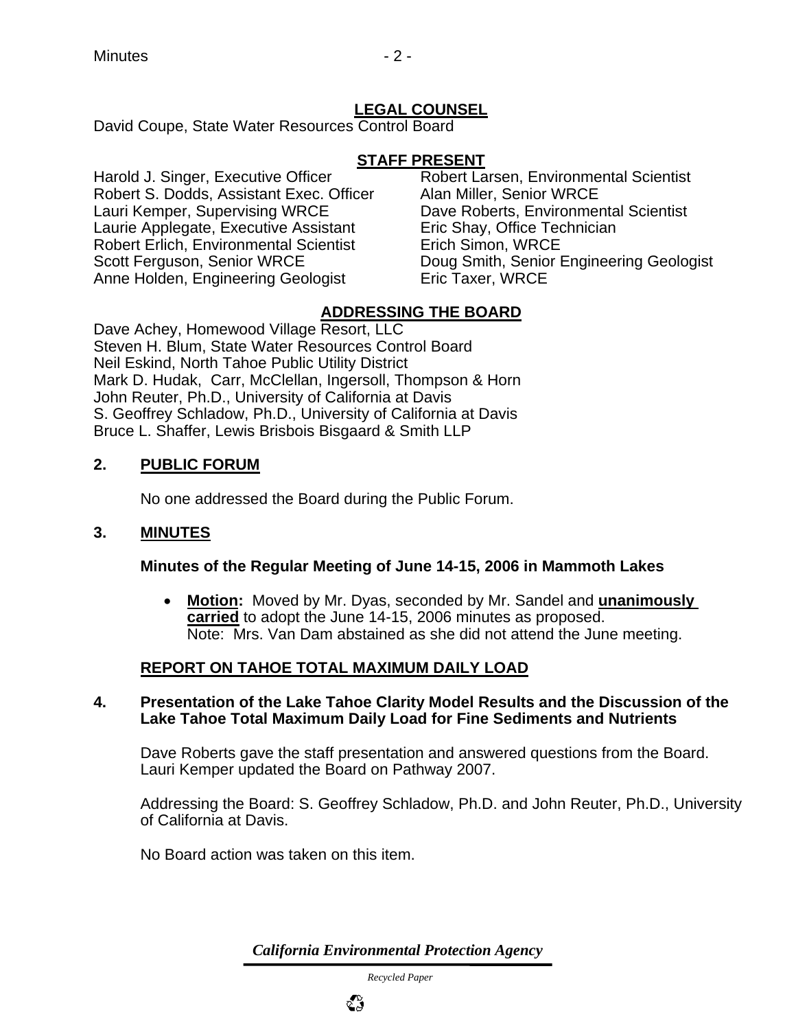**LEGAL COUNSEL**

David Coupe, State Water Resources Control Board

**STAFF PRESENT**

Harold J. Singer, Executive Officer
Robert S. Dodds, Assistant Exec. Officer
Lauri Kemper, Supervising WRCE
Laurie Applegate, Executive Assistant
Robert Erlich, Environmental Scientist
Scott Ferguson, Senior WRCE
Anne Holden, Engineering Geologist
Robert Larsen, Environmental Scientist
Alan Miller, Senior WRCE
Dave Roberts, Environmental Scientist
Eric Shay, Office Technician
Erich Simon, WRCE
Doug Smith, Senior Engineering Geologist
Eric Taxer, WRCE

**ADDRESSING THE BOARD**

Dave Achey, Homewood Village Resort, LLC
Steven H. Blum, State Water Resources Control Board
Neil Eskind, North Tahoe Public Utility District
Mark D. Hudak, Carr, McClellan, Ingersoll, Thompson & Horn
John Reuter, Ph.D., University of California at Davis
S. Geoffrey Schladow, Ph.D., University of California at Davis
Bruce L. Shaffer, Lewis Brisbois Bisgaard & Smith LLP

## 2. PUBLIC FORUM

No one addressed the Board during the Public Forum.

## 3. MINUTES

**Minutes of the Regular Meeting of June 14-15, 2006 in Mammoth Lakes**

- **Motion:** Moved by Mr. Dyas, seconded by Mr. Sandel and **unanimously carried** to adopt the June 14-15, 2006 minutes as proposed.
  Note: Mrs. Van Dam abstained as she did not attend the June meeting.

## REPORT ON TAHOE TOTAL MAXIMUM DAILY LOAD

## 4. Presentation of the Lake Tahoe Clarity Model Results and the Discussion of the Lake Tahoe Total Maximum Daily Load for Fine Sediments and Nutrients

Dave Roberts gave the staff presentation and answered questions from the Board. Lauri Kemper updated the Board on Pathway 2007.

Addressing the Board: S. Geoffrey Schladow, Ph.D. and John Reuter, Ph.D., University of California at Davis.

No Board action was taken on this item.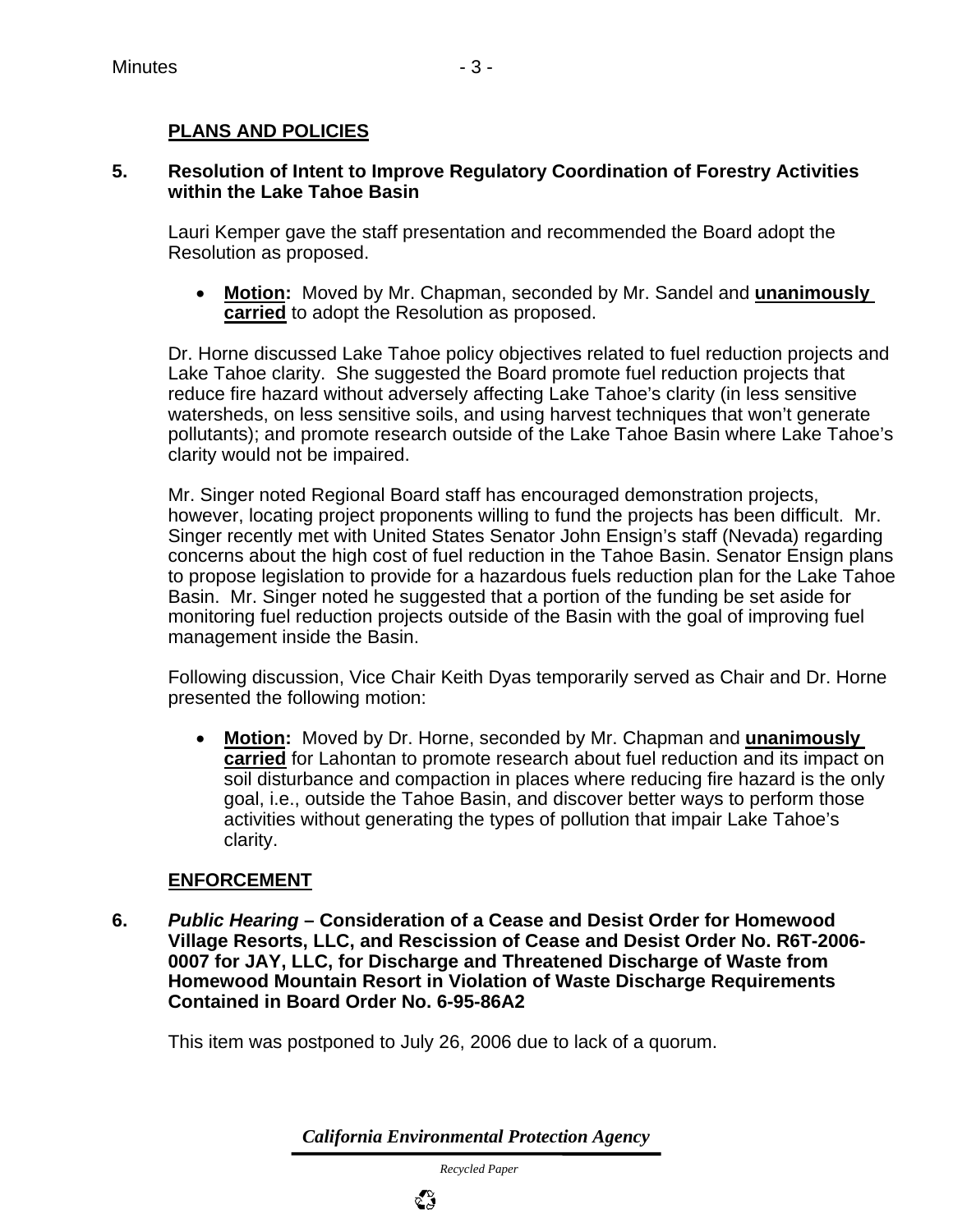## PLANS AND POLICIES

**5. Resolution of Intent to Improve Regulatory Coordination of Forestry Activities within the Lake Tahoe Basin**

Lauri Kemper gave the staff presentation and recommended the Board adopt the Resolution as proposed.

- **Motion:** Moved by Mr. Chapman, seconded by Mr. Sandel and **unanimously carried** to adopt the Resolution as proposed.

Dr. Horne discussed Lake Tahoe policy objectives related to fuel reduction projects and Lake Tahoe clarity. She suggested the Board promote fuel reduction projects that reduce fire hazard without adversely affecting Lake Tahoe's clarity (in less sensitive watersheds, on less sensitive soils, and using harvest techniques that won't generate pollutants); and promote research outside of the Lake Tahoe Basin where Lake Tahoe's clarity would not be impaired.

Mr. Singer noted Regional Board staff has encouraged demonstration projects, however, locating project proponents willing to fund the projects has been difficult. Mr. Singer recently met with United States Senator John Ensign's staff (Nevada) regarding concerns about the high cost of fuel reduction in the Tahoe Basin. Senator Ensign plans to propose legislation to provide for a hazardous fuels reduction plan for the Lake Tahoe Basin. Mr. Singer noted he suggested that a portion of the funding be set aside for monitoring fuel reduction projects outside of the Basin with the goal of improving fuel management inside the Basin.

Following discussion, Vice Chair Keith Dyas temporarily served as Chair and Dr. Horne presented the following motion:

- **Motion:** Moved by Dr. Horne, seconded by Mr. Chapman and **unanimously carried** for Lahontan to promote research about fuel reduction and its impact on soil disturbance and compaction in places where reducing fire hazard is the only goal, i.e., outside the Tahoe Basin, and discover better ways to perform those activities without generating the types of pollution that impair Lake Tahoe's clarity.

## ENFORCEMENT

**6. *Public Hearing* – Consideration of a Cease and Desist Order for Homewood Village Resorts, LLC, and Rescission of Cease and Desist Order No. R6T-2006-0007 for JAY, LLC, for Discharge and Threatened Discharge of Waste from Homewood Mountain Resort in Violation of Waste Discharge Requirements Contained in Board Order No. 6-95-86A2**

This item was postponed to July 26, 2006 due to lack of a quorum.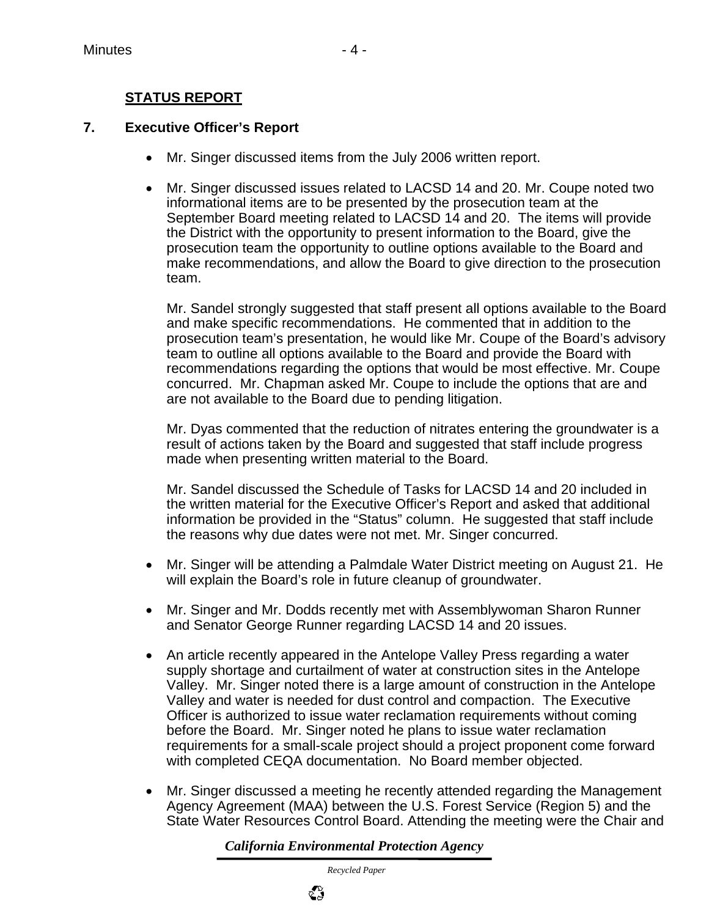**STATUS REPORT**

**7. Executive Officer's Report**

- Mr. Singer discussed items from the July 2006 written report.

- Mr. Singer discussed issues related to LACSD 14 and 20. Mr. Coupe noted two informational items are to be presented by the prosecution team at the September Board meeting related to LACSD 14 and 20. The items will provide the District with the opportunity to present information to the Board, give the prosecution team the opportunity to outline options available to the Board and make recommendations, and allow the Board to give direction to the prosecution team.

  Mr. Sandel strongly suggested that staff present all options available to the Board and make specific recommendations. He commented that in addition to the prosecution team's presentation, he would like Mr. Coupe of the Board's advisory team to outline all options available to the Board and provide the Board with recommendations regarding the options that would be most effective. Mr. Coupe concurred. Mr. Chapman asked Mr. Coupe to include the options that are and are not available to the Board due to pending litigation.

  Mr. Dyas commented that the reduction of nitrates entering the groundwater is a result of actions taken by the Board and suggested that staff include progress made when presenting written material to the Board.

  Mr. Sandel discussed the Schedule of Tasks for LACSD 14 and 20 included in the written material for the Executive Officer's Report and asked that additional information be provided in the "Status" column. He suggested that staff include the reasons why due dates were not met. Mr. Singer concurred.

- Mr. Singer will be attending a Palmdale Water District meeting on August 21. He will explain the Board's role in future cleanup of groundwater.

- Mr. Singer and Mr. Dodds recently met with Assemblywoman Sharon Runner and Senator George Runner regarding LACSD 14 and 20 issues.

- An article recently appeared in the Antelope Valley Press regarding a water supply shortage and curtailment of water at construction sites in the Antelope Valley. Mr. Singer noted there is a large amount of construction in the Antelope Valley and water is needed for dust control and compaction. The Executive Officer is authorized to issue water reclamation requirements without coming before the Board. Mr. Singer noted he plans to issue water reclamation requirements for a small-scale project should a project proponent come forward with completed CEQA documentation. No Board member objected.

- Mr. Singer discussed a meeting he recently attended regarding the Management Agency Agreement (MAA) between the U.S. Forest Service (Region 5) and the State Water Resources Control Board. Attending the meeting were the Chair and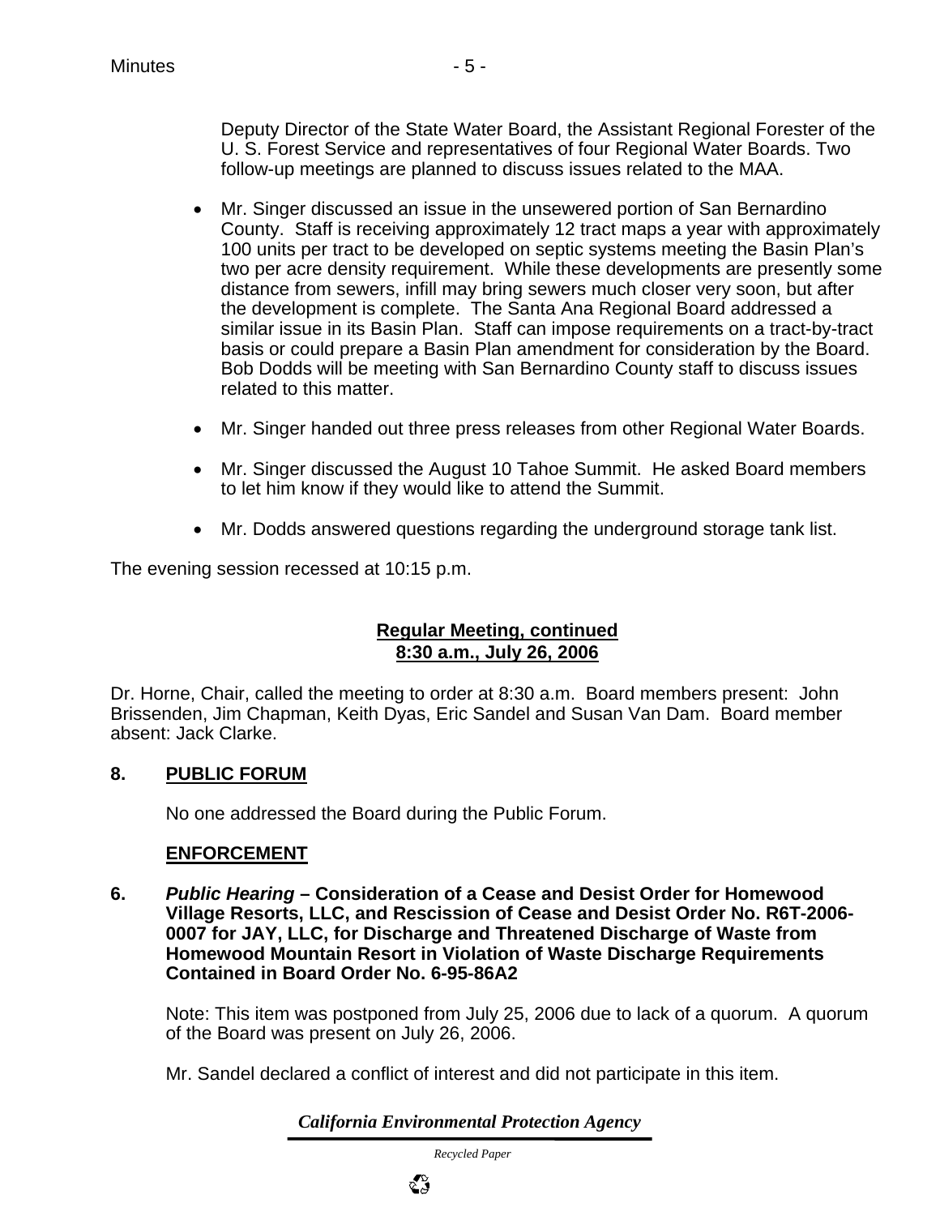Deputy Director of the State Water Board, the Assistant Regional Forester of the U. S. Forest Service and representatives of four Regional Water Boards. Two follow-up meetings are planned to discuss issues related to the MAA.

- Mr. Singer discussed an issue in the unsewered portion of San Bernardino County. Staff is receiving approximately 12 tract maps a year with approximately 100 units per tract to be developed on septic systems meeting the Basin Plan's two per acre density requirement. While these developments are presently some distance from sewers, infill may bring sewers much closer very soon, but after the development is complete. The Santa Ana Regional Board addressed a similar issue in its Basin Plan. Staff can impose requirements on a tract-by-tract basis or could prepare a Basin Plan amendment for consideration by the Board. Bob Dodds will be meeting with San Bernardino County staff to discuss issues related to this matter.
- Mr. Singer handed out three press releases from other Regional Water Boards.
- Mr. Singer discussed the August 10 Tahoe Summit. He asked Board members to let him know if they would like to attend the Summit.
- Mr. Dodds answered questions regarding the underground storage tank list.

The evening session recessed at 10:15 p.m.

**Regular Meeting, continued**
**8:30 a.m., July 26, 2006**

Dr. Horne, Chair, called the meeting to order at 8:30 a.m. Board members present: John Brissenden, Jim Chapman, Keith Dyas, Eric Sandel and Susan Van Dam. Board member absent: Jack Clarke.

## 8. PUBLIC FORUM

No one addressed the Board during the Public Forum.

## ENFORCEMENT

**6. *Public Hearing* – Consideration of a Cease and Desist Order for Homewood Village Resorts, LLC, and Rescission of Cease and Desist Order No. R6T-2006-0007 for JAY, LLC, for Discharge and Threatened Discharge of Waste from Homewood Mountain Resort in Violation of Waste Discharge Requirements Contained in Board Order No. 6-95-86A2**

Note: This item was postponed from July 25, 2006 due to lack of a quorum. A quorum of the Board was present on July 26, 2006.

Mr. Sandel declared a conflict of interest and did not participate in this item.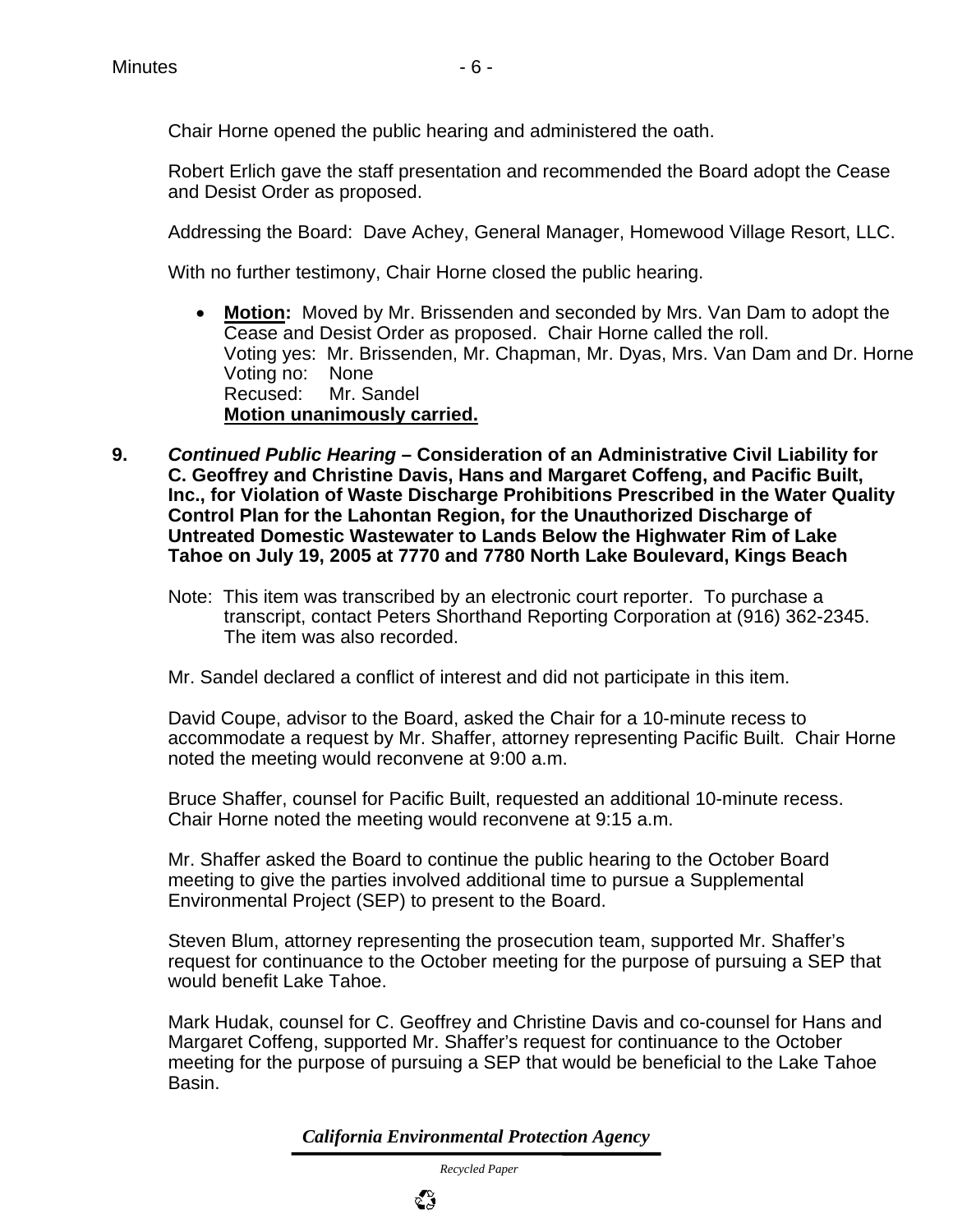Chair Horne opened the public hearing and administered the oath.

Robert Erlich gave the staff presentation and recommended the Board adopt the Cease and Desist Order as proposed.

Addressing the Board: Dave Achey, General Manager, Homewood Village Resort, LLC.

With no further testimony, Chair Horne closed the public hearing.

- **Motion:** Moved by Mr. Brissenden and seconded by Mrs. Van Dam to adopt the Cease and Desist Order as proposed. Chair Horne called the roll.
  Voting yes: Mr. Brissenden, Mr. Chapman, Mr. Dyas, Mrs. Van Dam and Dr. Horne
  Voting no: None
  Recused: Mr. Sandel
  **Motion unanimously carried.**

**9.** ***Continued Public Hearing* – Consideration of an Administrative Civil Liability for C. Geoffrey and Christine Davis, Hans and Margaret Coffeng, and Pacific Built, Inc., for Violation of Waste Discharge Prohibitions Prescribed in the Water Quality Control Plan for the Lahontan Region, for the Unauthorized Discharge of Untreated Domestic Wastewater to Lands Below the Highwater Rim of Lake Tahoe on July 19, 2005 at 7770 and 7780 North Lake Boulevard, Kings Beach**

Note: This item was transcribed by an electronic court reporter. To purchase a transcript, contact Peters Shorthand Reporting Corporation at (916) 362-2345. The item was also recorded.

Mr. Sandel declared a conflict of interest and did not participate in this item.

David Coupe, advisor to the Board, asked the Chair for a 10-minute recess to accommodate a request by Mr. Shaffer, attorney representing Pacific Built. Chair Horne noted the meeting would reconvene at 9:00 a.m.

Bruce Shaffer, counsel for Pacific Built, requested an additional 10-minute recess. Chair Horne noted the meeting would reconvene at 9:15 a.m.

Mr. Shaffer asked the Board to continue the public hearing to the October Board meeting to give the parties involved additional time to pursue a Supplemental Environmental Project (SEP) to present to the Board.

Steven Blum, attorney representing the prosecution team, supported Mr. Shaffer's request for continuance to the October meeting for the purpose of pursuing a SEP that would benefit Lake Tahoe.

Mark Hudak, counsel for C. Geoffrey and Christine Davis and co-counsel for Hans and Margaret Coffeng, supported Mr. Shaffer's request for continuance to the October meeting for the purpose of pursuing a SEP that would be beneficial to the Lake Tahoe Basin.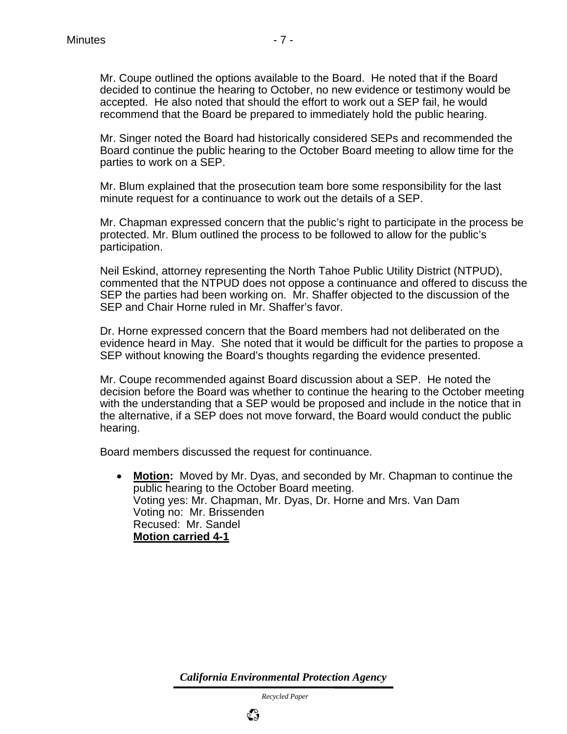Mr. Coupe outlined the options available to the Board. He noted that if the Board decided to continue the hearing to October, no new evidence or testimony would be accepted. He also noted that should the effort to work out a SEP fail, he would recommend that the Board be prepared to immediately hold the public hearing.

Mr. Singer noted the Board had historically considered SEPs and recommended the Board continue the public hearing to the October Board meeting to allow time for the parties to work on a SEP.

Mr. Blum explained that the prosecution team bore some responsibility for the last minute request for a continuance to work out the details of a SEP.

Mr. Chapman expressed concern that the public's right to participate in the process be protected. Mr. Blum outlined the process to be followed to allow for the public's participation.

Neil Eskind, attorney representing the North Tahoe Public Utility District (NTPUD), commented that the NTPUD does not oppose a continuance and offered to discuss the SEP the parties had been working on. Mr. Shaffer objected to the discussion of the SEP and Chair Horne ruled in Mr. Shaffer's favor.

Dr. Horne expressed concern that the Board members had not deliberated on the evidence heard in May. She noted that it would be difficult for the parties to propose a SEP without knowing the Board's thoughts regarding the evidence presented.

Mr. Coupe recommended against Board discussion about a SEP. He noted the decision before the Board was whether to continue the hearing to the October meeting with the understanding that a SEP would be proposed and include in the notice that in the alternative, if a SEP does not move forward, the Board would conduct the public hearing.

Board members discussed the request for continuance.

- **Motion:** Moved by Mr. Dyas, and seconded by Mr. Chapman to continue the public hearing to the October Board meeting.
  Voting yes: Mr. Chapman, Mr. Dyas, Dr. Horne and Mrs. Van Dam
  Voting no: Mr. Brissenden
  Recused: Mr. Sandel
  **Motion carried 4-1**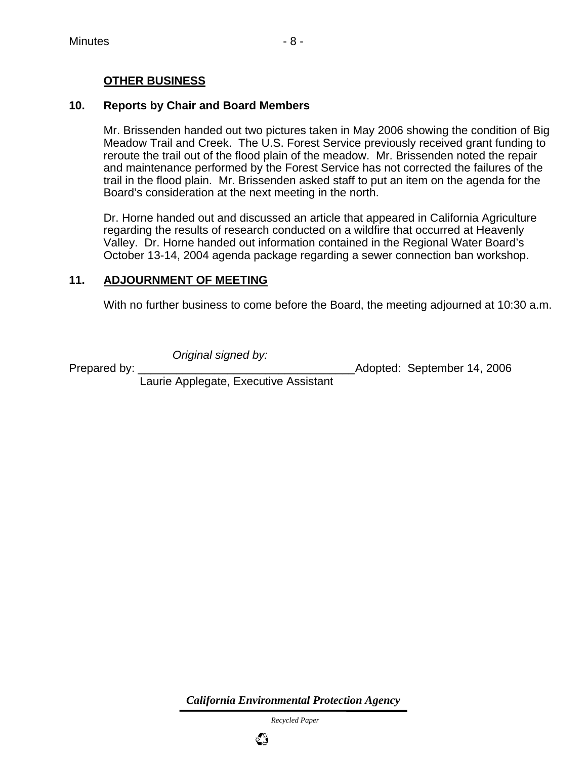## OTHER BUSINESS

### 10. Reports by Chair and Board Members

Mr. Brissenden handed out two pictures taken in May 2006 showing the condition of Big Meadow Trail and Creek. The U.S. Forest Service previously received grant funding to reroute the trail out of the flood plain of the meadow. Mr. Brissenden noted the repair and maintenance performed by the Forest Service has not corrected the failures of the trail in the flood plain. Mr. Brissenden asked staff to put an item on the agenda for the Board's consideration at the next meeting in the north.

Dr. Horne handed out and discussed an article that appeared in California Agriculture regarding the results of research conducted on a wildfire that occurred at Heavenly Valley. Dr. Horne handed out information contained in the Regional Water Board's October 13-14, 2004 agenda package regarding a sewer connection ban workshop.

### 11. ADJOURNMENT OF MEETING

With no further business to come before the Board, the meeting adjourned at 10:30 a.m.

*Original signed by:*

Prepared by: ________________________________ Adopted: September 14, 2006

Laurie Applegate, Executive Assistant